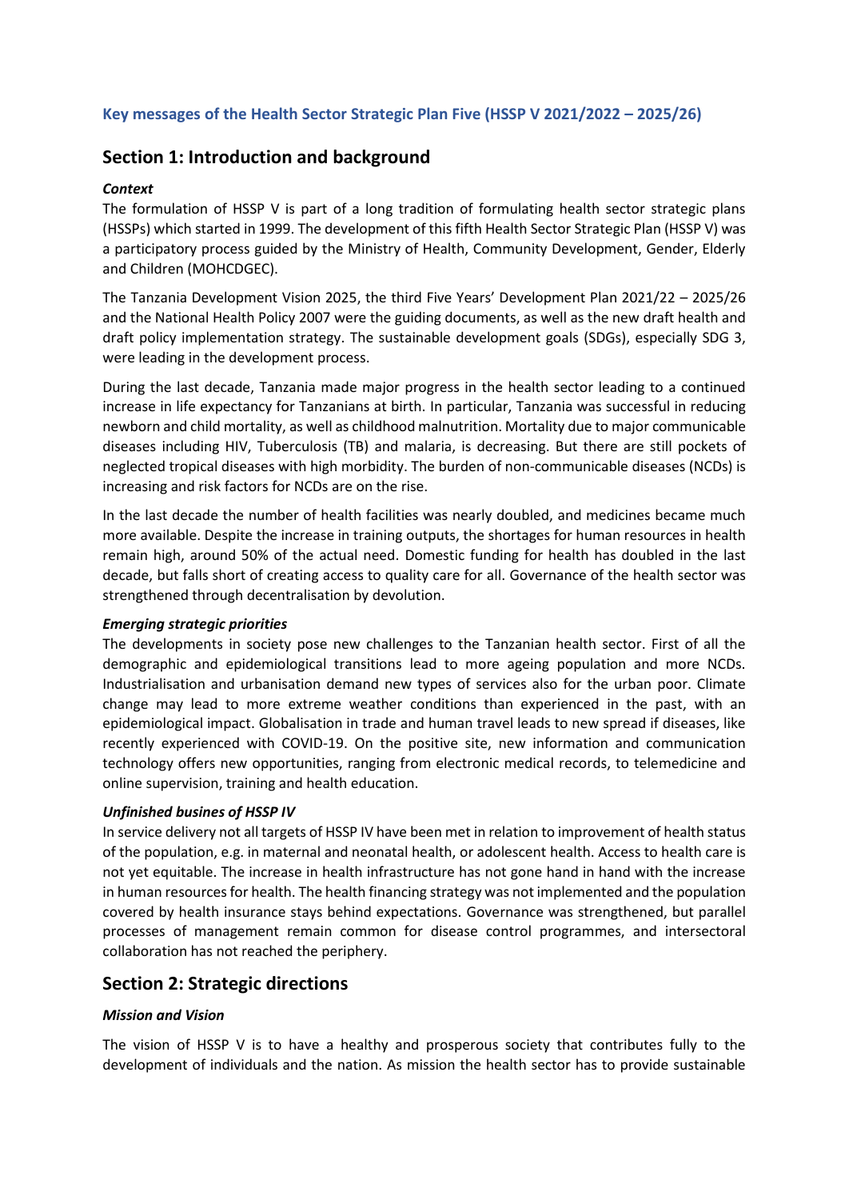# Key messages of the Health Sector Strategic Plan Five (HSSP V 2021/2022 – 2025/26)

## Section 1: Introduction and background

### *Context*

The formulation of HSSP V is part of a long tradition of formulating health sector strategic plans (HSSPs) which started in 1999. The development of this fifth Health Sector Strategic Plan (HSSP V) was a participatory process guided by the Ministry of Health, Community Development, Gender, Elderly and Children (MOHCDGEC).

The Tanzania Development Vision 2025, the third Five Years' Development Plan 2021/22 – 2025/26 and the National Health Policy 2007 were the guiding documents, as well as the new draft health and draft policy implementation strategy. The sustainable development goals (SDGs), especially SDG 3, were leading in the development process.

During the last decade, Tanzania made major progress in the health sector leading to a continued increase in life expectancy for Tanzanians at birth. In particular, Tanzania was successful in reducing newborn and child mortality, as well as childhood malnutrition. Mortality due to major communicable diseases including HIV, Tuberculosis (TB) and malaria, is decreasing. But there are still pockets of neglected tropical diseases with high morbidity. The burden of non-communicable diseases (NCDs) is increasing and risk factors for NCDs are on the rise.

In the last decade the number of health facilities was nearly doubled, and medicines became much more available. Despite the increase in training outputs, the shortages for human resources in health remain high, around 50% of the actual need. Domestic funding for health has doubled in the last decade, but falls short of creating access to quality care for all. Governance of the health sector was strengthened through decentralisation by devolution.

### *Emerging strategic priorities*

The developments in society pose new challenges to the Tanzanian health sector. First of all the demographic and epidemiological transitions lead to more ageing population and more NCDs. Industrialisation and urbanisation demand new types of services also for the urban poor. Climate change may lead to more extreme weather conditions than experienced in the past, with an epidemiological impact. Globalisation in trade and human travel leads to new spread if diseases, like recently experienced with COVID-19. On the positive site, new information and communication technology offers new opportunities, ranging from electronic medical records, to telemedicine and online supervision, training and health education.

### *Unfinished busines of HSSP IV*

In service delivery not all targets of HSSP IV have been met in relation to improvement of health status of the population, e.g. in maternal and neonatal health, or adolescent health. Access to health care is not yet equitable. The increase in health infrastructure has not gone hand in hand with the increase in human resources for health. The health financing strategy was not implemented and the population covered by health insurance stays behind expectations. Governance was strengthened, but parallel processes of management remain common for disease control programmes, and intersectoral collaboration has not reached the periphery.

## Section 2: Strategic directions

### *Mission and Vision*

The vision of HSSP V is to have a healthy and prosperous society that contributes fully to the development of individuals and the nation. As mission the health sector has to provide sustainable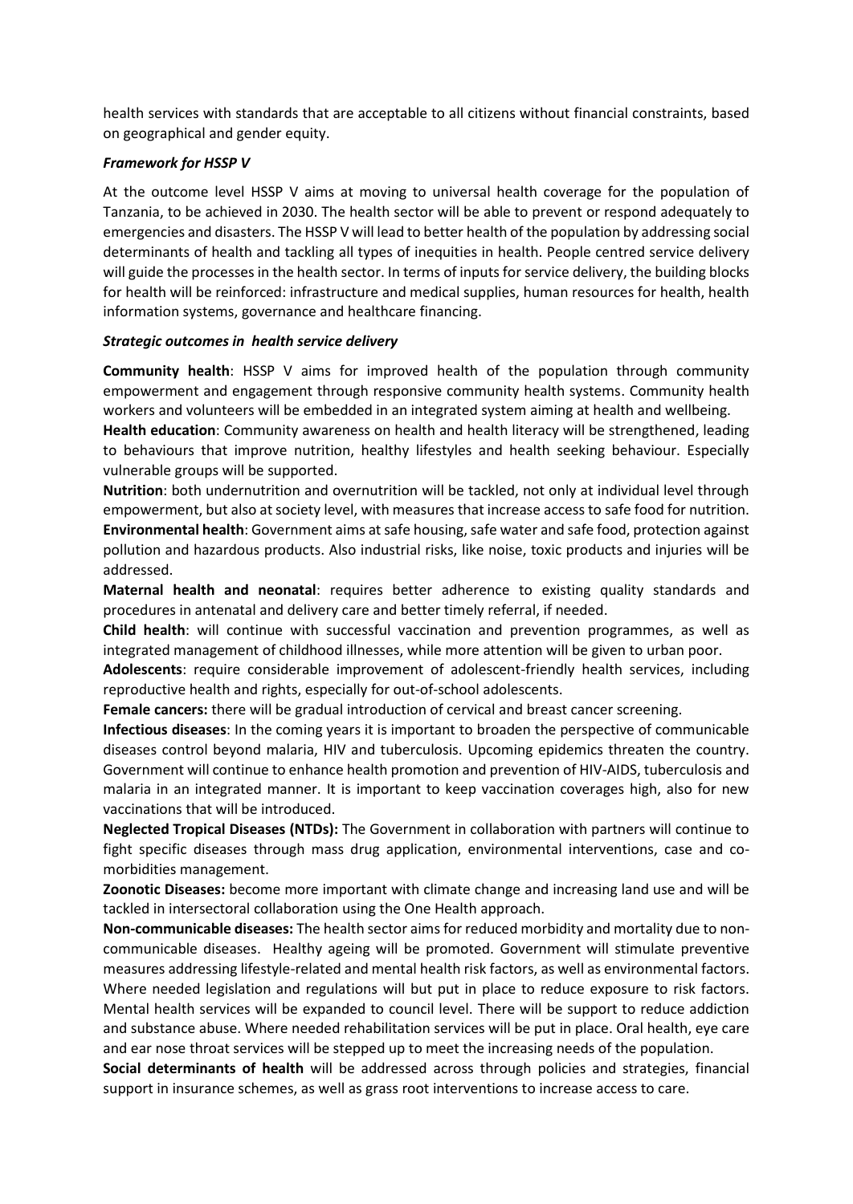health services with standards that are acceptable to all citizens without financial constraints, based on geographical and gender equity.

***Framework for HSSP V***

At the outcome level HSSP V aims at moving to universal health coverage for the population of Tanzania, to be achieved in 2030. The health sector will be able to prevent or respond adequately to emergencies and disasters. The HSSP V will lead to better health of the population by addressing social determinants of health and tackling all types of inequities in health. People centred service delivery will guide the processes in the health sector. In terms of inputs for service delivery, the building blocks for health will be reinforced: infrastructure and medical supplies, human resources for health, health information systems, governance and healthcare financing.

***Strategic outcomes in health service delivery***

**Community health**: HSSP V aims for improved health of the population through community empowerment and engagement through responsive community health systems. Community health workers and volunteers will be embedded in an integrated system aiming at health and wellbeing.

**Health education**: Community awareness on health and health literacy will be strengthened, leading to behaviours that improve nutrition, healthy lifestyles and health seeking behaviour. Especially vulnerable groups will be supported.

**Nutrition**: both undernutrition and overnutrition will be tackled, not only at individual level through empowerment, but also at society level, with measures that increase access to safe food for nutrition.

**Environmental health**: Government aims at safe housing, safe water and safe food, protection against pollution and hazardous products. Also industrial risks, like noise, toxic products and injuries will be addressed.

**Maternal health and neonatal**: requires better adherence to existing quality standards and procedures in antenatal and delivery care and better timely referral, if needed.

**Child health**: will continue with successful vaccination and prevention programmes, as well as integrated management of childhood illnesses, while more attention will be given to urban poor.

**Adolescents**: require considerable improvement of adolescent-friendly health services, including reproductive health and rights, especially for out-of-school adolescents.

**Female cancers:** there will be gradual introduction of cervical and breast cancer screening.

**Infectious diseases**: In the coming years it is important to broaden the perspective of communicable diseases control beyond malaria, HIV and tuberculosis. Upcoming epidemics threaten the country. Government will continue to enhance health promotion and prevention of HIV-AIDS, tuberculosis and malaria in an integrated manner. It is important to keep vaccination coverages high, also for new vaccinations that will be introduced.

**Neglected Tropical Diseases (NTDs):** The Government in collaboration with partners will continue to fight specific diseases through mass drug application, environmental interventions, case and co-morbidities management.

**Zoonotic Diseases:** become more important with climate change and increasing land use and will be tackled in intersectoral collaboration using the One Health approach.

**Non-communicable diseases:** The health sector aims for reduced morbidity and mortality due to non-communicable diseases. Healthy ageing will be promoted. Government will stimulate preventive measures addressing lifestyle-related and mental health risk factors, as well as environmental factors. Where needed legislation and regulations will but put in place to reduce exposure to risk factors. Mental health services will be expanded to council level. There will be support to reduce addiction and substance abuse. Where needed rehabilitation services will be put in place. Oral health, eye care and ear nose throat services will be stepped up to meet the increasing needs of the population.

**Social determinants of health** will be addressed across through policies and strategies, financial support in insurance schemes, as well as grass root interventions to increase access to care.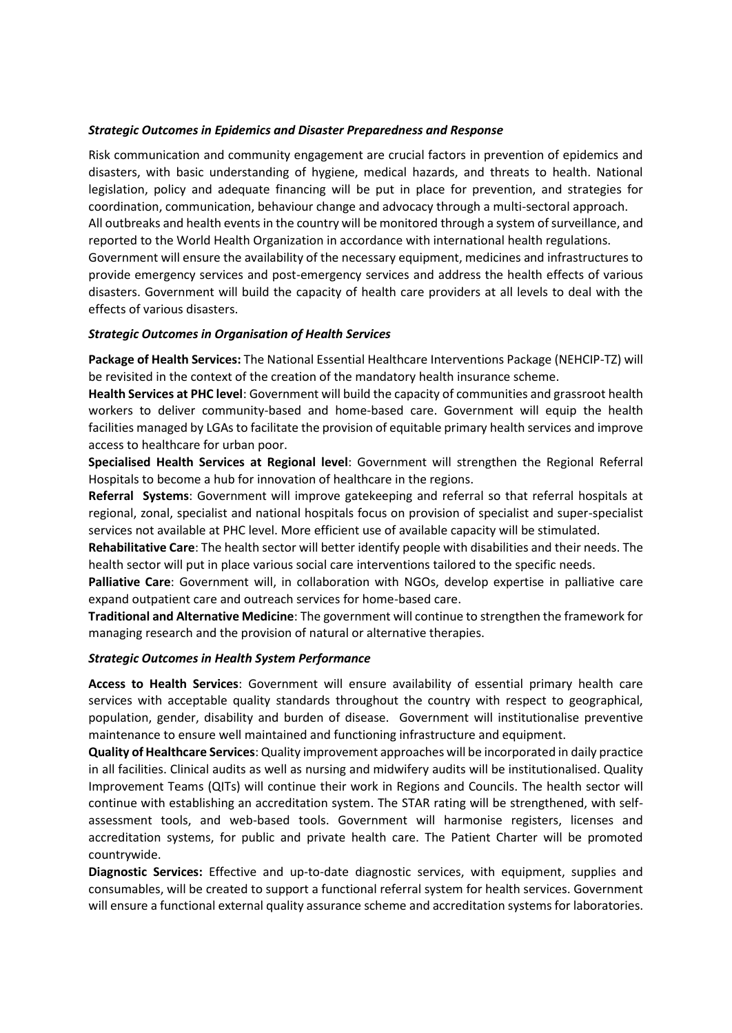***Strategic Outcomes in Epidemics and Disaster Preparedness and Response***

Risk communication and community engagement are crucial factors in prevention of epidemics and disasters, with basic understanding of hygiene, medical hazards, and threats to health. National legislation, policy and adequate financing will be put in place for prevention, and strategies for coordination, communication, behaviour change and advocacy through a multi-sectoral approach.
All outbreaks and health events in the country will be monitored through a system of surveillance, and reported to the World Health Organization in accordance with international health regulations.
Government will ensure the availability of the necessary equipment, medicines and infrastructures to provide emergency services and post-emergency services and address the health effects of various disasters. Government will build the capacity of health care providers at all levels to deal with the effects of various disasters.

***Strategic Outcomes in Organisation of Health Services***

**Package of Health Services:** The National Essential Healthcare Interventions Package (NEHCIP-TZ) will be revisited in the context of the creation of the mandatory health insurance scheme.
**Health Services at PHC level**: Government will build the capacity of communities and grassroot health workers to deliver community-based and home-based care. Government will equip the health facilities managed by LGAs to facilitate the provision of equitable primary health services and improve access to healthcare for urban poor.
**Specialised Health Services at Regional level**: Government will strengthen the Regional Referral Hospitals to become a hub for innovation of healthcare in the regions.
**Referral Systems**: Government will improve gatekeeping and referral so that referral hospitals at regional, zonal, specialist and national hospitals focus on provision of specialist and super-specialist services not available at PHC level. More efficient use of available capacity will be stimulated.
**Rehabilitative Care**: The health sector will better identify people with disabilities and their needs. The health sector will put in place various social care interventions tailored to the specific needs.
**Palliative Care**: Government will, in collaboration with NGOs, develop expertise in palliative care expand outpatient care and outreach services for home-based care.
**Traditional and Alternative Medicine**: The government will continue to strengthen the framework for managing research and the provision of natural or alternative therapies.

***Strategic Outcomes in Health System Performance***

**Access to Health Services**: Government will ensure availability of essential primary health care services with acceptable quality standards throughout the country with respect to geographical, population, gender, disability and burden of disease. Government will institutionalise preventive maintenance to ensure well maintained and functioning infrastructure and equipment.
**Quality of Healthcare Services**: Quality improvement approaches will be incorporated in daily practice in all facilities. Clinical audits as well as nursing and midwifery audits will be institutionalised. Quality Improvement Teams (QITs) will continue their work in Regions and Councils. The health sector will continue with establishing an accreditation system. The STAR rating will be strengthened, with self-assessment tools, and web-based tools. Government will harmonise registers, licenses and accreditation systems, for public and private health care. The Patient Charter will be promoted countrywide.
**Diagnostic Services:** Effective and up-to-date diagnostic services, with equipment, supplies and consumables, will be created to support a functional referral system for health services. Government will ensure a functional external quality assurance scheme and accreditation systems for laboratories.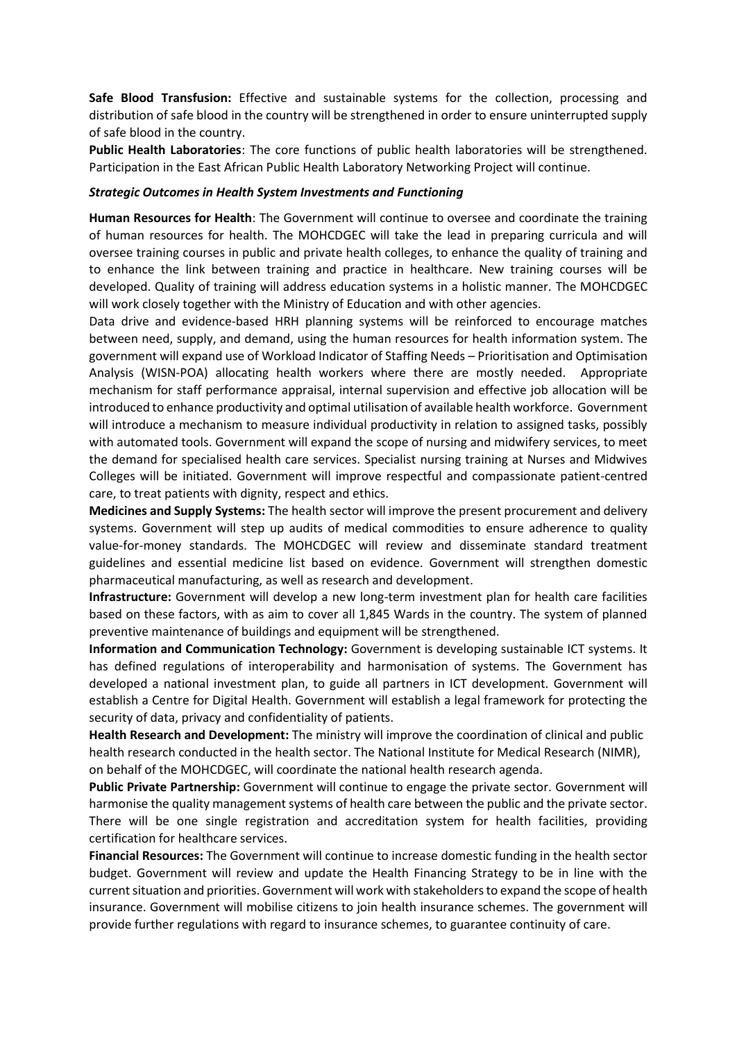**Safe Blood Transfusion:** Effective and sustainable systems for the collection, processing and distribution of safe blood in the country will be strengthened in order to ensure uninterrupted supply of safe blood in the country.

**Public Health Laboratories**: The core functions of public health laboratories will be strengthened. Participation in the East African Public Health Laboratory Networking Project will continue.

***Strategic Outcomes in Health System Investments and Functioning***

**Human Resources for Health**: The Government will continue to oversee and coordinate the training of human resources for health. The MOHCDGEC will take the lead in preparing curricula and will oversee training courses in public and private health colleges, to enhance the quality of training and to enhance the link between training and practice in healthcare. New training courses will be developed. Quality of training will address education systems in a holistic manner. The MOHCDGEC will work closely together with the Ministry of Education and with other agencies.

Data drive and evidence-based HRH planning systems will be reinforced to encourage matches between need, supply, and demand, using the human resources for health information system. The government will expand use of Workload Indicator of Staffing Needs – Prioritisation and Optimisation Analysis (WISN-POA) allocating health workers where there are mostly needed. Appropriate mechanism for staff performance appraisal, internal supervision and effective job allocation will be introduced to enhance productivity and optimal utilisation of available health workforce. Government will introduce a mechanism to measure individual productivity in relation to assigned tasks, possibly with automated tools. Government will expand the scope of nursing and midwifery services, to meet the demand for specialised health care services. Specialist nursing training at Nurses and Midwives Colleges will be initiated. Government will improve respectful and compassionate patient-centred care, to treat patients with dignity, respect and ethics.

**Medicines and Supply Systems:** The health sector will improve the present procurement and delivery systems. Government will step up audits of medical commodities to ensure adherence to quality value-for-money standards. The MOHCDGEC will review and disseminate standard treatment guidelines and essential medicine list based on evidence. Government will strengthen domestic pharmaceutical manufacturing, as well as research and development.

**Infrastructure:** Government will develop a new long-term investment plan for health care facilities based on these factors, with as aim to cover all 1,845 Wards in the country. The system of planned preventive maintenance of buildings and equipment will be strengthened.

**Information and Communication Technology:** Government is developing sustainable ICT systems. It has defined regulations of interoperability and harmonisation of systems. The Government has developed a national investment plan, to guide all partners in ICT development. Government will establish a Centre for Digital Health. Government will establish a legal framework for protecting the security of data, privacy and confidentiality of patients.

**Health Research and Development:** The ministry will improve the coordination of clinical and public health research conducted in the health sector. The National Institute for Medical Research (NIMR), on behalf of the MOHCDGEC, will coordinate the national health research agenda.

**Public Private Partnership:** Government will continue to engage the private sector. Government will harmonise the quality management systems of health care between the public and the private sector. There will be one single registration and accreditation system for health facilities, providing certification for healthcare services.

**Financial Resources:** The Government will continue to increase domestic funding in the health sector budget. Government will review and update the Health Financing Strategy to be in line with the current situation and priorities. Government will work with stakeholders to expand the scope of health insurance. Government will mobilise citizens to join health insurance schemes. The government will provide further regulations with regard to insurance schemes, to guarantee continuity of care.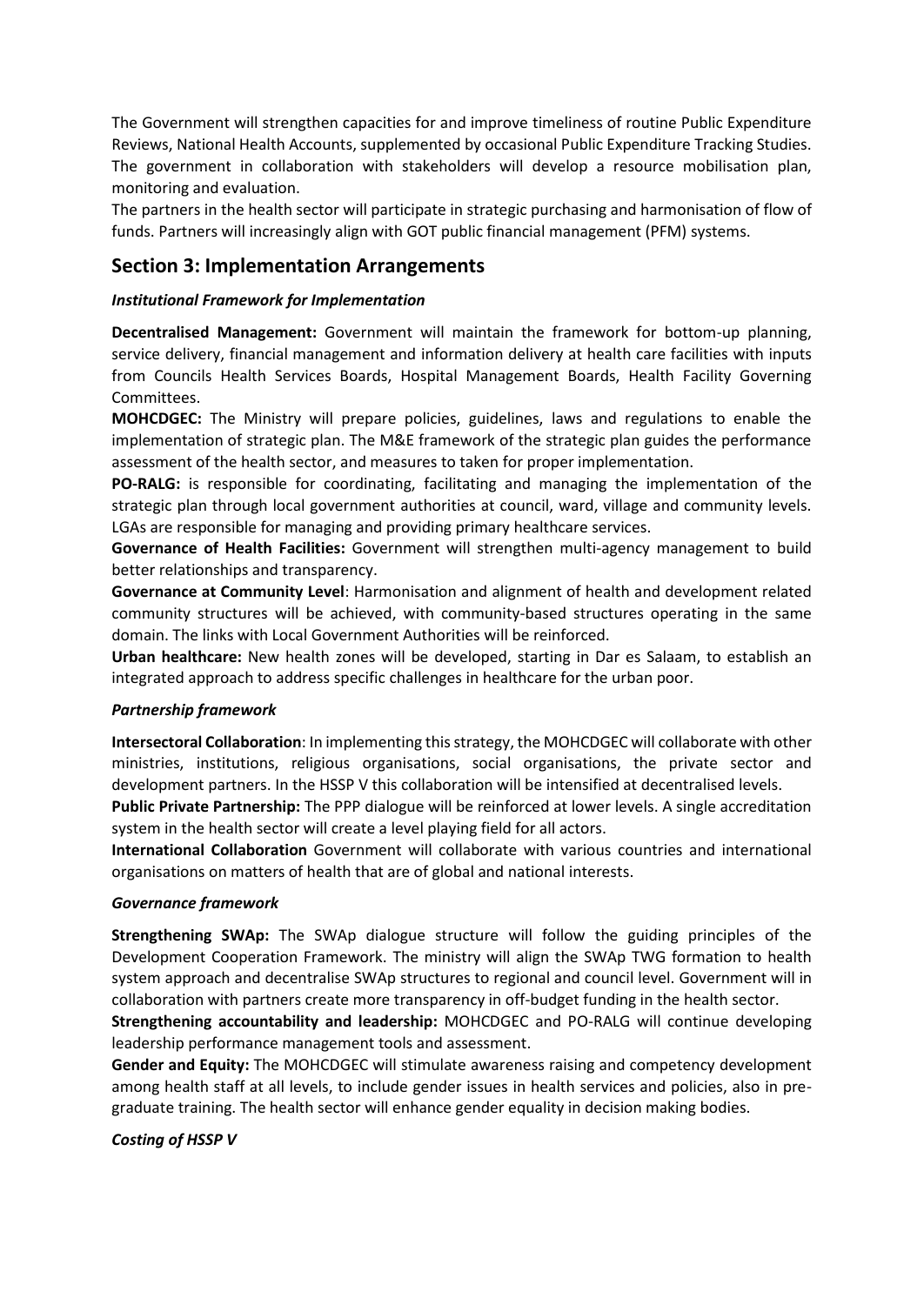The Government will strengthen capacities for and improve timeliness of routine Public Expenditure Reviews, National Health Accounts, supplemented by occasional Public Expenditure Tracking Studies. The government in collaboration with stakeholders will develop a resource mobilisation plan, monitoring and evaluation.

The partners in the health sector will participate in strategic purchasing and harmonisation of flow of funds. Partners will increasingly align with GOT public financial management (PFM) systems.

## Section 3: Implementation Arrangements

***Institutional Framework for Implementation***

**Decentralised Management:** Government will maintain the framework for bottom-up planning, service delivery, financial management and information delivery at health care facilities with inputs from Councils Health Services Boards, Hospital Management Boards, Health Facility Governing Committees.

**MOHCDGEC:** The Ministry will prepare policies, guidelines, laws and regulations to enable the implementation of strategic plan. The M&E framework of the strategic plan guides the performance assessment of the health sector, and measures to taken for proper implementation.

**PO-RALG:** is responsible for coordinating, facilitating and managing the implementation of the strategic plan through local government authorities at council, ward, village and community levels. LGAs are responsible for managing and providing primary healthcare services.

**Governance of Health Facilities:** Government will strengthen multi-agency management to build better relationships and transparency.

**Governance at Community Level**: Harmonisation and alignment of health and development related community structures will be achieved, with community-based structures operating in the same domain. The links with Local Government Authorities will be reinforced.

**Urban healthcare:** New health zones will be developed, starting in Dar es Salaam, to establish an integrated approach to address specific challenges in healthcare for the urban poor.

***Partnership framework***

**Intersectoral Collaboration**: In implementing this strategy, the MOHCDGEC will collaborate with other ministries, institutions, religious organisations, social organisations, the private sector and development partners. In the HSSP V this collaboration will be intensified at decentralised levels.

**Public Private Partnership:** The PPP dialogue will be reinforced at lower levels. A single accreditation system in the health sector will create a level playing field for all actors.

**International Collaboration** Government will collaborate with various countries and international organisations on matters of health that are of global and national interests.

***Governance framework***

**Strengthening SWAp:** The SWAp dialogue structure will follow the guiding principles of the Development Cooperation Framework. The ministry will align the SWAp TWG formation to health system approach and decentralise SWAp structures to regional and council level. Government will in collaboration with partners create more transparency in off-budget funding in the health sector.

**Strengthening accountability and leadership:** MOHCDGEC and PO-RALG will continue developing leadership performance management tools and assessment.

**Gender and Equity:** The MOHCDGEC will stimulate awareness raising and competency development among health staff at all levels, to include gender issues in health services and policies, also in pre-graduate training. The health sector will enhance gender equality in decision making bodies.

***Costing of HSSP V***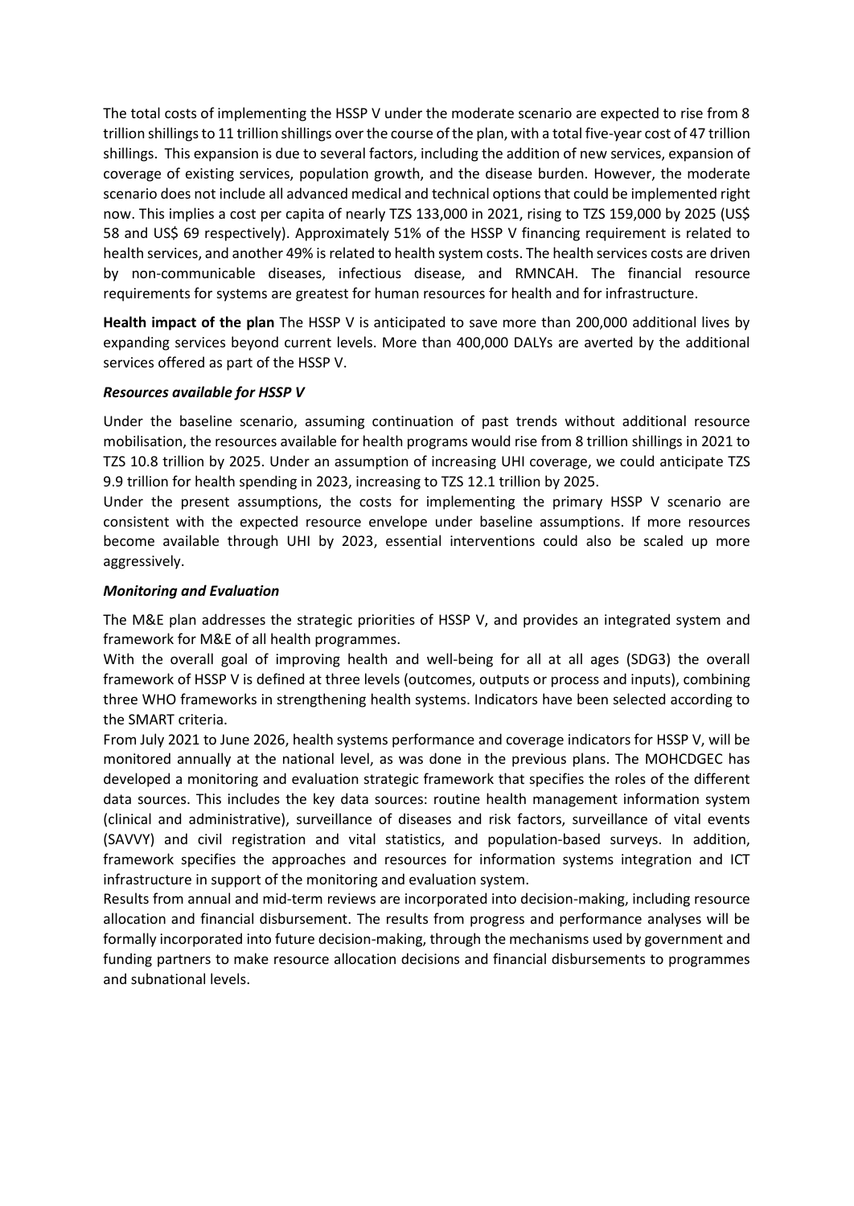The total costs of implementing the HSSP V under the moderate scenario are expected to rise from 8 trillion shillings to 11 trillion shillings over the course of the plan, with a total five-year cost of 47 trillion shillings. This expansion is due to several factors, including the addition of new services, expansion of coverage of existing services, population growth, and the disease burden. However, the moderate scenario does not include all advanced medical and technical options that could be implemented right now. This implies a cost per capita of nearly TZS 133,000 in 2021, rising to TZS 159,000 by 2025 (US$ 58 and US$ 69 respectively). Approximately 51% of the HSSP V financing requirement is related to health services, and another 49% is related to health system costs. The health services costs are driven by non-communicable diseases, infectious disease, and RMNCAH. The financial resource requirements for systems are greatest for human resources for health and for infrastructure.

**Health impact of the plan** The HSSP V is anticipated to save more than 200,000 additional lives by expanding services beyond current levels. More than 400,000 DALYs are averted by the additional services offered as part of the HSSP V.

***Resources available for HSSP V***

Under the baseline scenario, assuming continuation of past trends without additional resource mobilisation, the resources available for health programs would rise from 8 trillion shillings in 2021 to TZS 10.8 trillion by 2025. Under an assumption of increasing UHI coverage, we could anticipate TZS 9.9 trillion for health spending in 2023, increasing to TZS 12.1 trillion by 2025.

Under the present assumptions, the costs for implementing the primary HSSP V scenario are consistent with the expected resource envelope under baseline assumptions. If more resources become available through UHI by 2023, essential interventions could also be scaled up more aggressively.

***Monitoring and Evaluation***

The M&E plan addresses the strategic priorities of HSSP V, and provides an integrated system and framework for M&E of all health programmes.

With the overall goal of improving health and well-being for all at all ages (SDG3) the overall framework of HSSP V is defined at three levels (outcomes, outputs or process and inputs), combining three WHO frameworks in strengthening health systems. Indicators have been selected according to the SMART criteria.

From July 2021 to June 2026, health systems performance and coverage indicators for HSSP V, will be monitored annually at the national level, as was done in the previous plans. The MOHCDGEC has developed a monitoring and evaluation strategic framework that specifies the roles of the different data sources. This includes the key data sources: routine health management information system (clinical and administrative), surveillance of diseases and risk factors, surveillance of vital events (SAVVY) and civil registration and vital statistics, and population-based surveys. In addition, framework specifies the approaches and resources for information systems integration and ICT infrastructure in support of the monitoring and evaluation system.

Results from annual and mid-term reviews are incorporated into decision-making, including resource allocation and financial disbursement. The results from progress and performance analyses will be formally incorporated into future decision-making, through the mechanisms used by government and funding partners to make resource allocation decisions and financial disbursements to programmes and subnational levels.